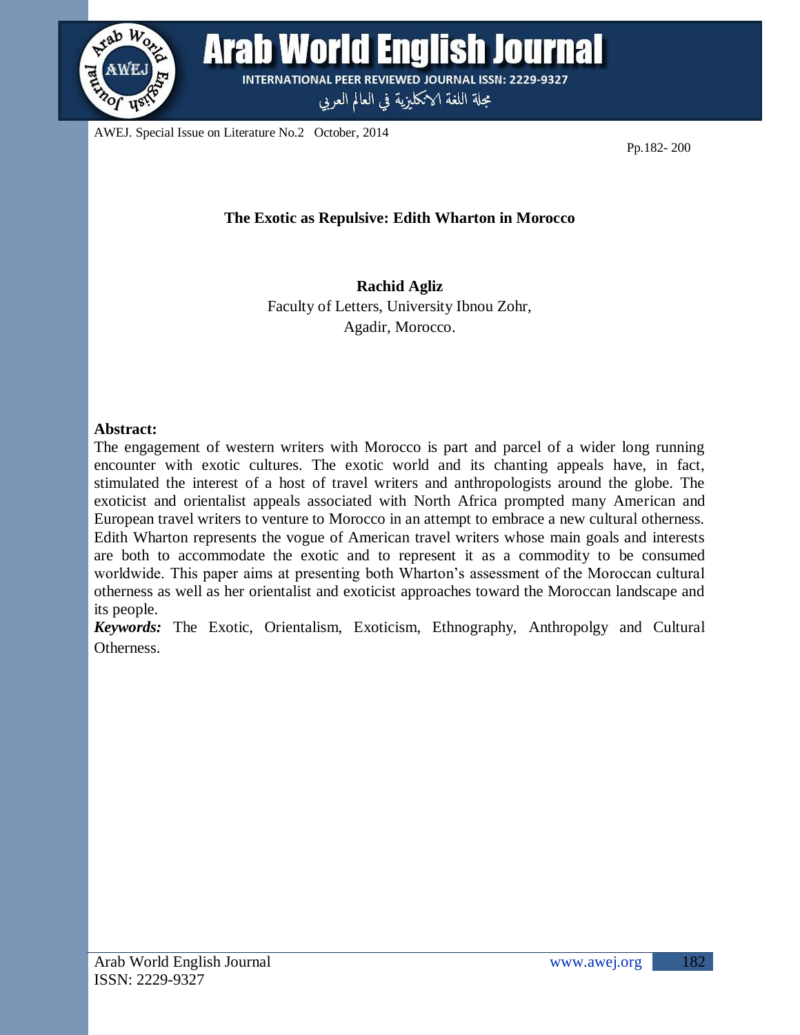# The Exotic as Repulsive: Edith Wharton in Morocco

**Rachid Agliz**
Faculty of Letters, University Ibnou Zohr,
Agadir, Morocco.

**Abstract:**

The engagement of western writers with Morocco is part and parcel of a wider long running encounter with exotic cultures. The exotic world and its chanting appeals have, in fact, stimulated the interest of a host of travel writers and anthropologists around the globe. The exoticist and orientalist appeals associated with North Africa prompted many American and European travel writers to venture to Morocco in an attempt to embrace a new cultural otherness. Edith Wharton represents the vogue of American travel writers whose main goals and interests are both to accommodate the exotic and to represent it as a commodity to be consumed worldwide. This paper aims at presenting both Wharton's assessment of the Moroccan cultural otherness as well as her orientalist and exoticist approaches toward the Moroccan landscape and its people.

***Keywords:*** The Exotic, Orientalism, Exoticism, Ethnography, Anthropolgy and Cultural Otherness.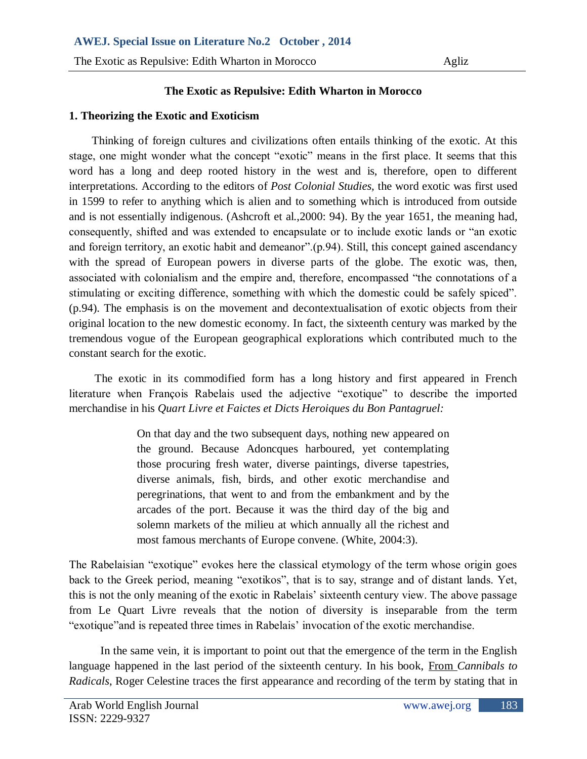## The Exotic as Repulsive: Edith Wharton in Morocco

### 1. Theorizing the Exotic and Exoticism

Thinking of foreign cultures and civilizations often entails thinking of the exotic. At this stage, one might wonder what the concept "exotic" means in the first place. It seems that this word has a long and deep rooted history in the west and is, therefore, open to different interpretations. According to the editors of *Post Colonial Studies,* the word exotic was first used in 1599 to refer to anything which is alien and to something which is introduced from outside and is not essentially indigenous. (Ashcroft et al.,2000: 94). By the year 1651, the meaning had, consequently, shifted and was extended to encapsulate or to include exotic lands or "an exotic and foreign territory, an exotic habit and demeanor".(p.94). Still, this concept gained ascendancy with the spread of European powers in diverse parts of the globe. The exotic was, then, associated with colonialism and the empire and, therefore, encompassed "the connotations of a stimulating or exciting difference, something with which the domestic could be safely spiced". (p.94). The emphasis is on the movement and decontextualisation of exotic objects from their original location to the new domestic economy. In fact, the sixteenth century was marked by the tremendous vogue of the European geographical explorations which contributed much to the constant search for the exotic.

The exotic in its commodified form has a long history and first appeared in French literature when François Rabelais used the adjective "exotique" to describe the imported merchandise in his *Quart Livre et Faictes et Dicts Heroiques du Bon Pantagruel:*

> On that day and the two subsequent days, nothing new appeared on the ground. Because Adoncques harboured, yet contemplating those procuring fresh water, diverse paintings, diverse tapestries, diverse animals, fish, birds, and other exotic merchandise and peregrinations, that went to and from the embankment and by the arcades of the port. Because it was the third day of the big and solemn markets of the milieu at which annually all the richest and most famous merchants of Europe convene. (White, 2004:3).

The Rabelaisian "exotique" evokes here the classical etymology of the term whose origin goes back to the Greek period, meaning "exotikos", that is to say, strange and of distant lands. Yet, this is not the only meaning of the exotic in Rabelais' sixteenth century view. The above passage from Le Quart Livre reveals that the notion of diversity is inseparable from the term "exotique"and is repeated three times in Rabelais' invocation of the exotic merchandise.

In the same vein, it is important to point out that the emergence of the term in the English language happened in the last period of the sixteenth century. In his book, From *Cannibals to Radicals*, Roger Celestine traces the first appearance and recording of the term by stating that in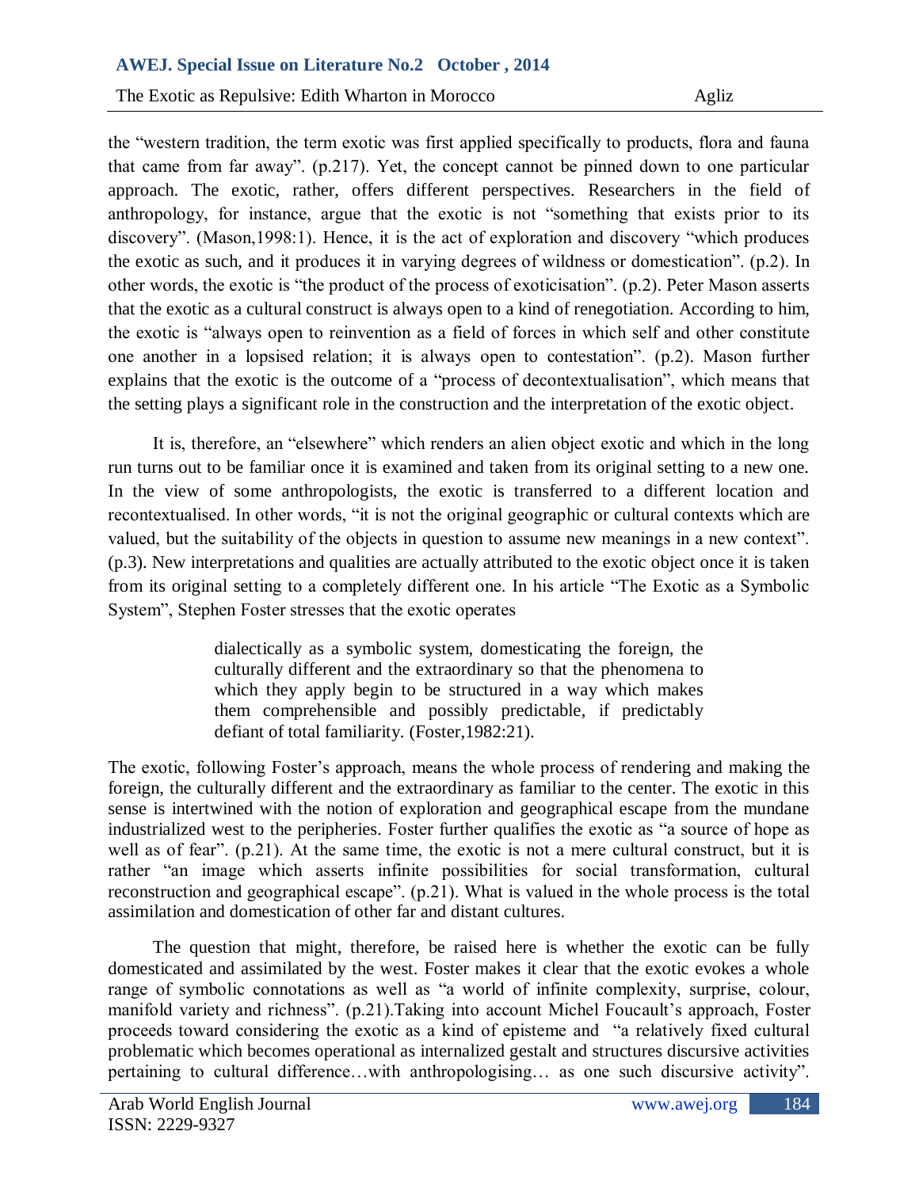the "western tradition, the term exotic was first applied specifically to products, flora and fauna that came from far away". (p.217). Yet, the concept cannot be pinned down to one particular approach. The exotic, rather, offers different perspectives. Researchers in the field of anthropology, for instance, argue that the exotic is not "something that exists prior to its discovery". (Mason,1998:1). Hence, it is the act of exploration and discovery "which produces the exotic as such, and it produces it in varying degrees of wildness or domestication". (p.2). In other words, the exotic is "the product of the process of exoticisation". (p.2). Peter Mason asserts that the exotic as a cultural construct is always open to a kind of renegotiation. According to him, the exotic is "always open to reinvention as a field of forces in which self and other constitute one another in a lopsised relation; it is always open to contestation". (p.2). Mason further explains that the exotic is the outcome of a "process of decontextualisation", which means that the setting plays a significant role in the construction and the interpretation of the exotic object.

It is, therefore, an "elsewhere" which renders an alien object exotic and which in the long run turns out to be familiar once it is examined and taken from its original setting to a new one. In the view of some anthropologists, the exotic is transferred to a different location and recontextualised. In other words, "it is not the original geographic or cultural contexts which are valued, but the suitability of the objects in question to assume new meanings in a new context". (p.3). New interpretations and qualities are actually attributed to the exotic object once it is taken from its original setting to a completely different one. In his article "The Exotic as a Symbolic System", Stephen Foster stresses that the exotic operates

> dialectically as a symbolic system, domesticating the foreign, the culturally different and the extraordinary so that the phenomena to which they apply begin to be structured in a way which makes them comprehensible and possibly predictable, if predictably defiant of total familiarity. (Foster,1982:21).

The exotic, following Foster's approach, means the whole process of rendering and making the foreign, the culturally different and the extraordinary as familiar to the center. The exotic in this sense is intertwined with the notion of exploration and geographical escape from the mundane industrialized west to the peripheries. Foster further qualifies the exotic as "a source of hope as well as of fear". (p.21). At the same time, the exotic is not a mere cultural construct, but it is rather "an image which asserts infinite possibilities for social transformation, cultural reconstruction and geographical escape". (p.21). What is valued in the whole process is the total assimilation and domestication of other far and distant cultures.

The question that might, therefore, be raised here is whether the exotic can be fully domesticated and assimilated by the west. Foster makes it clear that the exotic evokes a whole range of symbolic connotations as well as "a world of infinite complexity, surprise, colour, manifold variety and richness". (p.21).Taking into account Michel Foucault's approach, Foster proceeds toward considering the exotic as a kind of episteme and "a relatively fixed cultural problematic which becomes operational as internalized gestalt and structures discursive activities pertaining to cultural difference…with anthropologising… as one such discursive activity".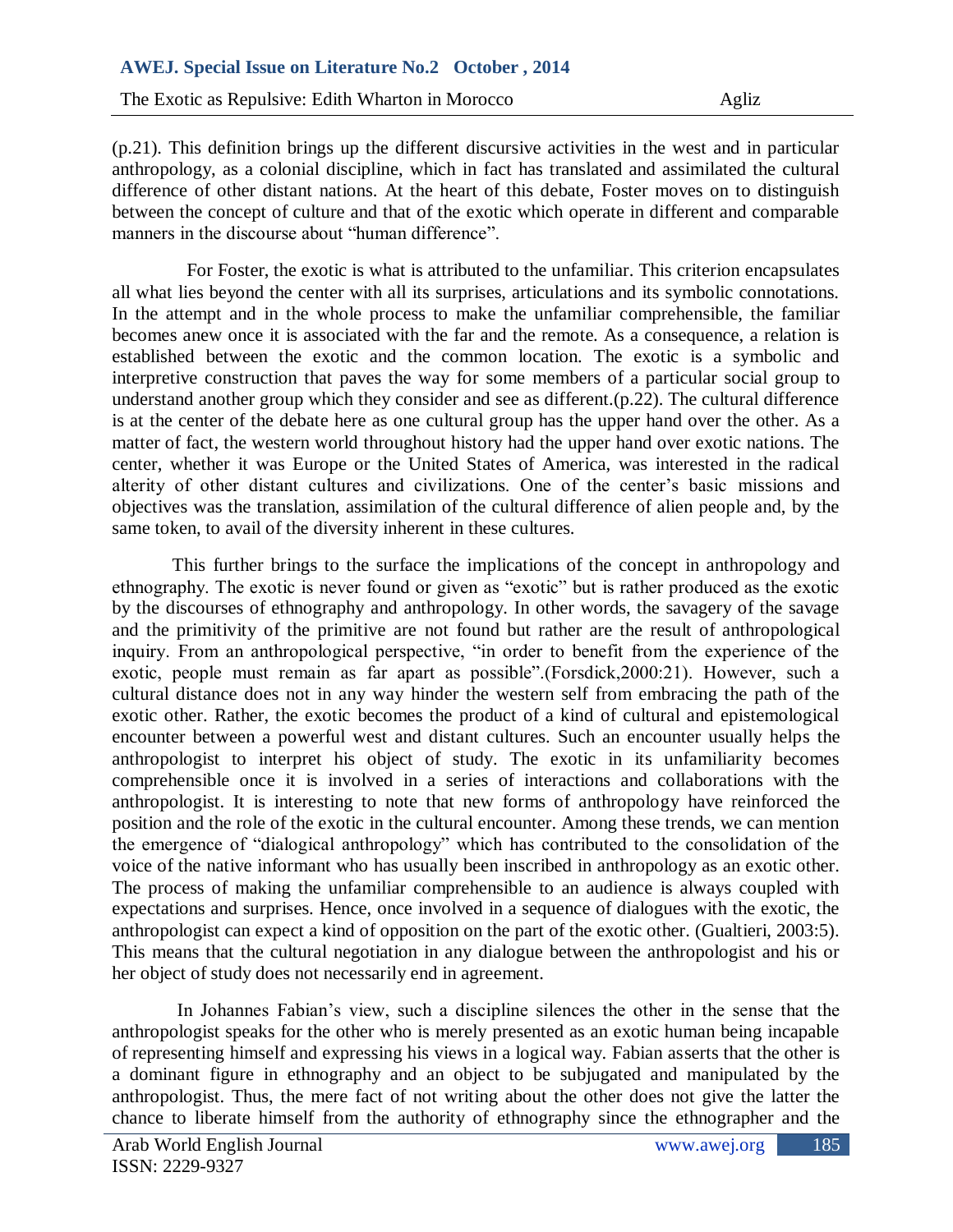(p.21). This definition brings up the different discursive activities in the west and in particular anthropology, as a colonial discipline, which in fact has translated and assimilated the cultural difference of other distant nations. At the heart of this debate, Foster moves on to distinguish between the concept of culture and that of the exotic which operate in different and comparable manners in the discourse about "human difference".

For Foster, the exotic is what is attributed to the unfamiliar. This criterion encapsulates all what lies beyond the center with all its surprises, articulations and its symbolic connotations. In the attempt and in the whole process to make the unfamiliar comprehensible, the familiar becomes anew once it is associated with the far and the remote. As a consequence, a relation is established between the exotic and the common location. The exotic is a symbolic and interpretive construction that paves the way for some members of a particular social group to understand another group which they consider and see as different.(p.22). The cultural difference is at the center of the debate here as one cultural group has the upper hand over the other. As a matter of fact, the western world throughout history had the upper hand over exotic nations. The center, whether it was Europe or the United States of America, was interested in the radical alterity of other distant cultures and civilizations. One of the center's basic missions and objectives was the translation, assimilation of the cultural difference of alien people and, by the same token, to avail of the diversity inherent in these cultures.

This further brings to the surface the implications of the concept in anthropology and ethnography. The exotic is never found or given as "exotic" but is rather produced as the exotic by the discourses of ethnography and anthropology. In other words, the savagery of the savage and the primitivity of the primitive are not found but rather are the result of anthropological inquiry. From an anthropological perspective, "in order to benefit from the experience of the exotic, people must remain as far apart as possible".(Forsdick,2000:21). However, such a cultural distance does not in any way hinder the western self from embracing the path of the exotic other. Rather, the exotic becomes the product of a kind of cultural and epistemological encounter between a powerful west and distant cultures. Such an encounter usually helps the anthropologist to interpret his object of study. The exotic in its unfamiliarity becomes comprehensible once it is involved in a series of interactions and collaborations with the anthropologist. It is interesting to note that new forms of anthropology have reinforced the position and the role of the exotic in the cultural encounter. Among these trends, we can mention the emergence of "dialogical anthropology" which has contributed to the consolidation of the voice of the native informant who has usually been inscribed in anthropology as an exotic other. The process of making the unfamiliar comprehensible to an audience is always coupled with expectations and surprises. Hence, once involved in a sequence of dialogues with the exotic, the anthropologist can expect a kind of opposition on the part of the exotic other. (Gualtieri, 2003:5). This means that the cultural negotiation in any dialogue between the anthropologist and his or her object of study does not necessarily end in agreement.

In Johannes Fabian's view, such a discipline silences the other in the sense that the anthropologist speaks for the other who is merely presented as an exotic human being incapable of representing himself and expressing his views in a logical way. Fabian asserts that the other is a dominant figure in ethnography and an object to be subjugated and manipulated by the anthropologist. Thus, the mere fact of not writing about the other does not give the latter the chance to liberate himself from the authority of ethnography since the ethnographer and the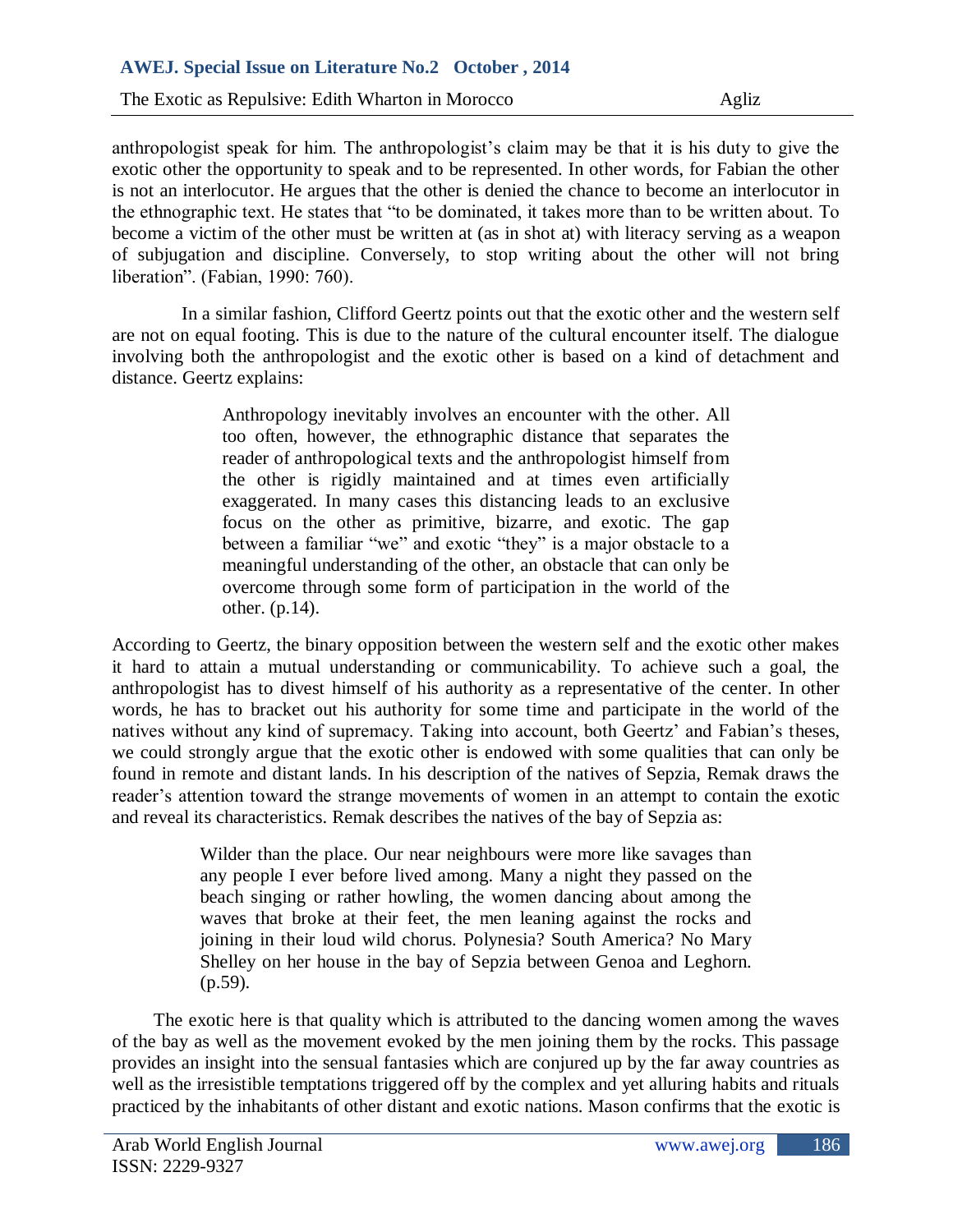anthropologist speak for him. The anthropologist's claim may be that it is his duty to give the exotic other the opportunity to speak and to be represented. In other words, for Fabian the other is not an interlocutor. He argues that the other is denied the chance to become an interlocutor in the ethnographic text. He states that "to be dominated, it takes more than to be written about. To become a victim of the other must be written at (as in shot at) with literacy serving as a weapon of subjugation and discipline. Conversely, to stop writing about the other will not bring liberation". (Fabian, 1990: 760).

In a similar fashion, Clifford Geertz points out that the exotic other and the western self are not on equal footing. This is due to the nature of the cultural encounter itself. The dialogue involving both the anthropologist and the exotic other is based on a kind of detachment and distance. Geertz explains:

> Anthropology inevitably involves an encounter with the other. All too often, however, the ethnographic distance that separates the reader of anthropological texts and the anthropologist himself from the other is rigidly maintained and at times even artificially exaggerated. In many cases this distancing leads to an exclusive focus on the other as primitive, bizarre, and exotic. The gap between a familiar "we" and exotic "they" is a major obstacle to a meaningful understanding of the other, an obstacle that can only be overcome through some form of participation in the world of the other. (p.14).

According to Geertz, the binary opposition between the western self and the exotic other makes it hard to attain a mutual understanding or communicability. To achieve such a goal, the anthropologist has to divest himself of his authority as a representative of the center. In other words, he has to bracket out his authority for some time and participate in the world of the natives without any kind of supremacy. Taking into account, both Geertz' and Fabian's theses, we could strongly argue that the exotic other is endowed with some qualities that can only be found in remote and distant lands. In his description of the natives of Sepzia, Remak draws the reader's attention toward the strange movements of women in an attempt to contain the exotic and reveal its characteristics. Remak describes the natives of the bay of Sepzia as:

> Wilder than the place. Our near neighbours were more like savages than any people I ever before lived among. Many a night they passed on the beach singing or rather howling, the women dancing about among the waves that broke at their feet, the men leaning against the rocks and joining in their loud wild chorus. Polynesia? South America? No Mary Shelley on her house in the bay of Sepzia between Genoa and Leghorn. (p.59).

The exotic here is that quality which is attributed to the dancing women among the waves of the bay as well as the movement evoked by the men joining them by the rocks. This passage provides an insight into the sensual fantasies which are conjured up by the far away countries as well as the irresistible temptations triggered off by the complex and yet alluring habits and rituals practiced by the inhabitants of other distant and exotic nations. Mason confirms that the exotic is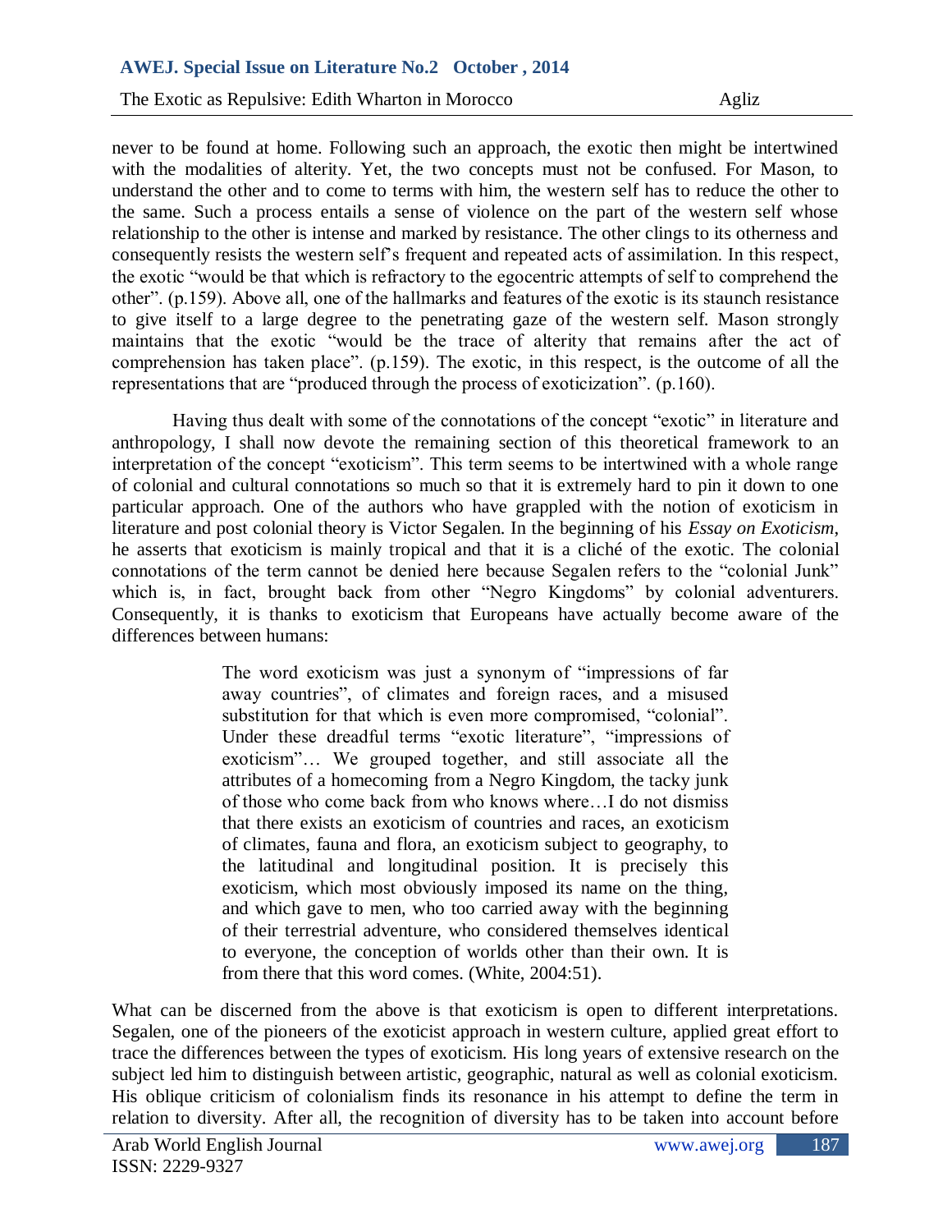never to be found at home. Following such an approach, the exotic then might be intertwined with the modalities of alterity. Yet, the two concepts must not be confused. For Mason, to understand the other and to come to terms with him, the western self has to reduce the other to the same. Such a process entails a sense of violence on the part of the western self whose relationship to the other is intense and marked by resistance. The other clings to its otherness and consequently resists the western self's frequent and repeated acts of assimilation. In this respect, the exotic "would be that which is refractory to the egocentric attempts of self to comprehend the other". (p.159). Above all, one of the hallmarks and features of the exotic is its staunch resistance to give itself to a large degree to the penetrating gaze of the western self. Mason strongly maintains that the exotic "would be the trace of alterity that remains after the act of comprehension has taken place". (p.159). The exotic, in this respect, is the outcome of all the representations that are "produced through the process of exoticization". (p.160).

Having thus dealt with some of the connotations of the concept "exotic" in literature and anthropology, I shall now devote the remaining section of this theoretical framework to an interpretation of the concept "exoticism". This term seems to be intertwined with a whole range of colonial and cultural connotations so much so that it is extremely hard to pin it down to one particular approach. One of the authors who have grappled with the notion of exoticism in literature and post colonial theory is Victor Segalen. In the beginning of his *Essay on Exoticism*, he asserts that exoticism is mainly tropical and that it is a cliché of the exotic. The colonial connotations of the term cannot be denied here because Segalen refers to the "colonial Junk" which is, in fact, brought back from other "Negro Kingdoms" by colonial adventurers. Consequently, it is thanks to exoticism that Europeans have actually become aware of the differences between humans:

> The word exoticism was just a synonym of "impressions of far away countries", of climates and foreign races, and a misused substitution for that which is even more compromised, "colonial". Under these dreadful terms "exotic literature", "impressions of exoticism"… We grouped together, and still associate all the attributes of a homecoming from a Negro Kingdom, the tacky junk of those who come back from who knows where…I do not dismiss that there exists an exoticism of countries and races, an exoticism of climates, fauna and flora, an exoticism subject to geography, to the latitudinal and longitudinal position. It is precisely this exoticism, which most obviously imposed its name on the thing, and which gave to men, who too carried away with the beginning of their terrestrial adventure, who considered themselves identical to everyone, the conception of worlds other than their own. It is from there that this word comes. (White, 2004:51).

What can be discerned from the above is that exoticism is open to different interpretations. Segalen, one of the pioneers of the exoticist approach in western culture, applied great effort to trace the differences between the types of exoticism. His long years of extensive research on the subject led him to distinguish between artistic, geographic, natural as well as colonial exoticism. His oblique criticism of colonialism finds its resonance in his attempt to define the term in relation to diversity. After all, the recognition of diversity has to be taken into account before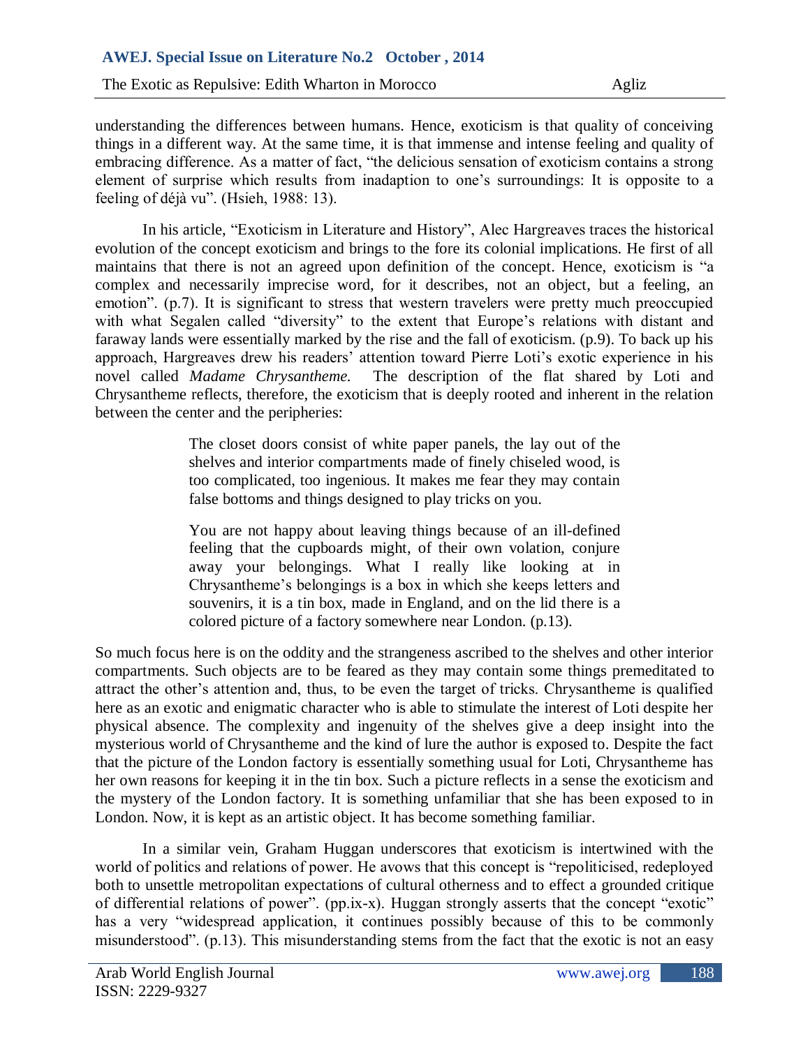understanding the differences between humans. Hence, exoticism is that quality of conceiving things in a different way. At the same time, it is that immense and intense feeling and quality of embracing difference. As a matter of fact, "the delicious sensation of exoticism contains a strong element of surprise which results from inadaption to one's surroundings: It is opposite to a feeling of déjà vu". (Hsieh, 1988: 13).

In his article, "Exoticism in Literature and History", Alec Hargreaves traces the historical evolution of the concept exoticism and brings to the fore its colonial implications. He first of all maintains that there is not an agreed upon definition of the concept. Hence, exoticism is "a complex and necessarily imprecise word, for it describes, not an object, but a feeling, an emotion". (p.7). It is significant to stress that western travelers were pretty much preoccupied with what Segalen called "diversity" to the extent that Europe's relations with distant and faraway lands were essentially marked by the rise and the fall of exoticism. (p.9). To back up his approach, Hargreaves drew his readers' attention toward Pierre Loti's exotic experience in his novel called *Madame Chrysantheme.* The description of the flat shared by Loti and Chrysantheme reflects, therefore, the exoticism that is deeply rooted and inherent in the relation between the center and the peripheries:

> The closet doors consist of white paper panels, the lay out of the shelves and interior compartments made of finely chiseled wood, is too complicated, too ingenious. It makes me fear they may contain false bottoms and things designed to play tricks on you.
>
> You are not happy about leaving things because of an ill-defined feeling that the cupboards might, of their own volation, conjure away your belongings. What I really like looking at in Chrysantheme's belongings is a box in which she keeps letters and souvenirs, it is a tin box, made in England, and on the lid there is a colored picture of a factory somewhere near London. (p.13).

So much focus here is on the oddity and the strangeness ascribed to the shelves and other interior compartments. Such objects are to be feared as they may contain some things premeditated to attract the other's attention and, thus, to be even the target of tricks. Chrysantheme is qualified here as an exotic and enigmatic character who is able to stimulate the interest of Loti despite her physical absence. The complexity and ingenuity of the shelves give a deep insight into the mysterious world of Chrysantheme and the kind of lure the author is exposed to. Despite the fact that the picture of the London factory is essentially something usual for Loti, Chrysantheme has her own reasons for keeping it in the tin box. Such a picture reflects in a sense the exoticism and the mystery of the London factory. It is something unfamiliar that she has been exposed to in London. Now, it is kept as an artistic object. It has become something familiar.

In a similar vein, Graham Huggan underscores that exoticism is intertwined with the world of politics and relations of power. He avows that this concept is "repoliticised, redeployed both to unsettle metropolitan expectations of cultural otherness and to effect a grounded critique of differential relations of power". (pp.ix-x). Huggan strongly asserts that the concept "exotic" has a very "widespread application, it continues possibly because of this to be commonly misunderstood". (p.13). This misunderstanding stems from the fact that the exotic is not an easy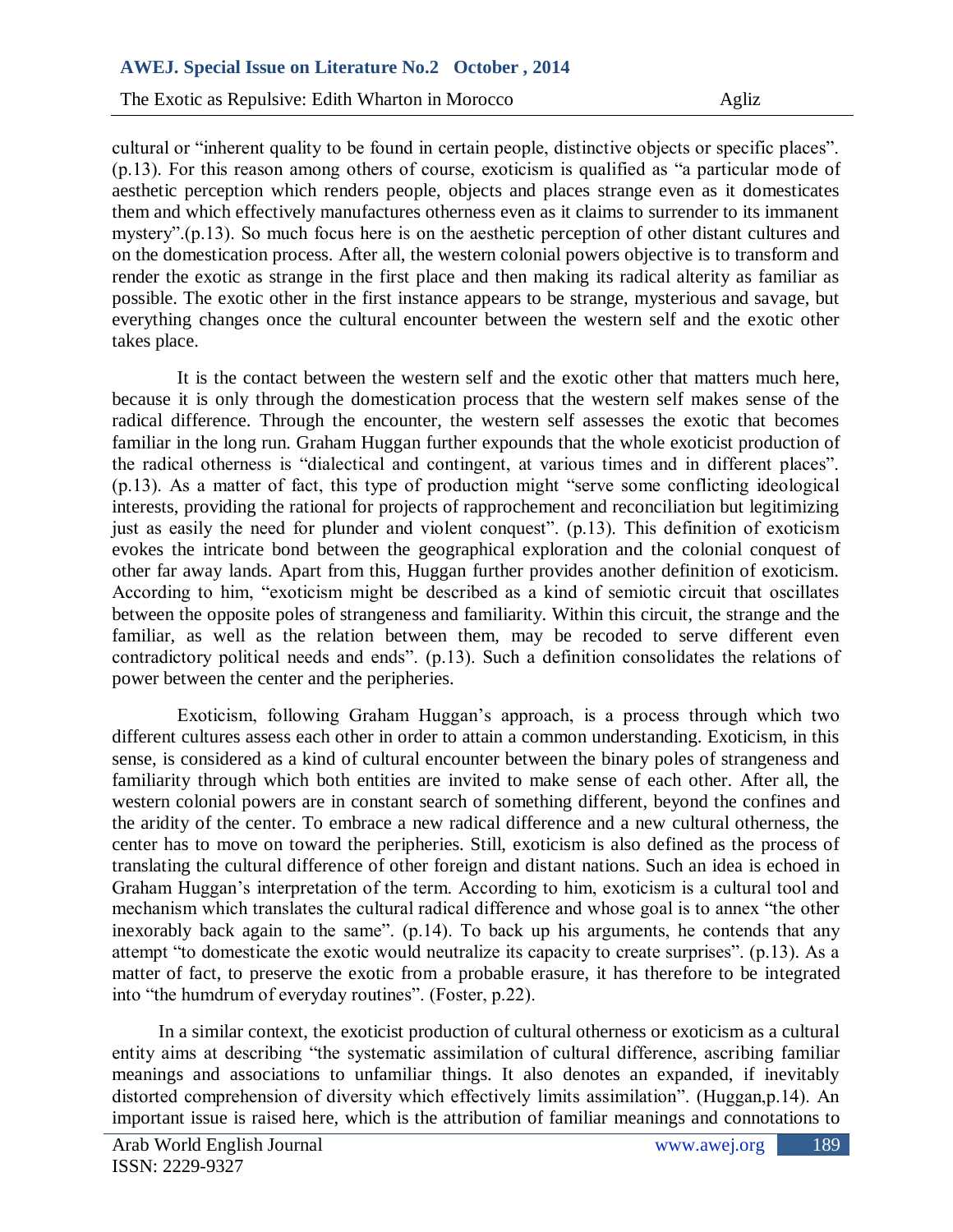cultural or "inherent quality to be found in certain people, distinctive objects or specific places". (p.13). For this reason among others of course, exoticism is qualified as "a particular mode of aesthetic perception which renders people, objects and places strange even as it domesticates them and which effectively manufactures otherness even as it claims to surrender to its immanent mystery".(p.13). So much focus here is on the aesthetic perception of other distant cultures and on the domestication process. After all, the western colonial powers objective is to transform and render the exotic as strange in the first place and then making its radical alterity as familiar as possible. The exotic other in the first instance appears to be strange, mysterious and savage, but everything changes once the cultural encounter between the western self and the exotic other takes place.

It is the contact between the western self and the exotic other that matters much here, because it is only through the domestication process that the western self makes sense of the radical difference. Through the encounter, the western self assesses the exotic that becomes familiar in the long run. Graham Huggan further expounds that the whole exoticist production of the radical otherness is "dialectical and contingent, at various times and in different places". (p.13). As a matter of fact, this type of production might "serve some conflicting ideological interests, providing the rational for projects of rapprochement and reconciliation but legitimizing just as easily the need for plunder and violent conquest". (p.13). This definition of exoticism evokes the intricate bond between the geographical exploration and the colonial conquest of other far away lands. Apart from this, Huggan further provides another definition of exoticism. According to him, "exoticism might be described as a kind of semiotic circuit that oscillates between the opposite poles of strangeness and familiarity. Within this circuit, the strange and the familiar, as well as the relation between them, may be recoded to serve different even contradictory political needs and ends". (p.13). Such a definition consolidates the relations of power between the center and the peripheries.

Exoticism, following Graham Huggan's approach, is a process through which two different cultures assess each other in order to attain a common understanding. Exoticism, in this sense, is considered as a kind of cultural encounter between the binary poles of strangeness and familiarity through which both entities are invited to make sense of each other. After all, the western colonial powers are in constant search of something different, beyond the confines and the aridity of the center. To embrace a new radical difference and a new cultural otherness, the center has to move on toward the peripheries. Still, exoticism is also defined as the process of translating the cultural difference of other foreign and distant nations. Such an idea is echoed in Graham Huggan's interpretation of the term. According to him, exoticism is a cultural tool and mechanism which translates the cultural radical difference and whose goal is to annex "the other inexorably back again to the same". (p.14). To back up his arguments, he contends that any attempt "to domesticate the exotic would neutralize its capacity to create surprises". (p.13). As a matter of fact, to preserve the exotic from a probable erasure, it has therefore to be integrated into "the humdrum of everyday routines". (Foster, p.22).

In a similar context, the exoticist production of cultural otherness or exoticism as a cultural entity aims at describing "the systematic assimilation of cultural difference, ascribing familiar meanings and associations to unfamiliar things. It also denotes an expanded, if inevitably distorted comprehension of diversity which effectively limits assimilation". (Huggan,p.14). An important issue is raised here, which is the attribution of familiar meanings and connotations to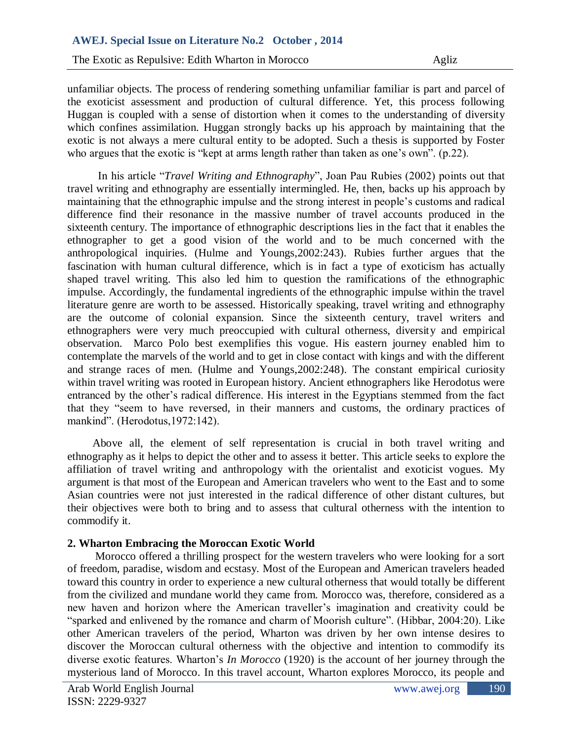unfamiliar objects. The process of rendering something unfamiliar familiar is part and parcel of the exoticist assessment and production of cultural difference. Yet, this process following Huggan is coupled with a sense of distortion when it comes to the understanding of diversity which confines assimilation. Huggan strongly backs up his approach by maintaining that the exotic is not always a mere cultural entity to be adopted. Such a thesis is supported by Foster who argues that the exotic is "kept at arms length rather than taken as one's own". (p.22).

In his article "*Travel Writing and Ethnography*", Joan Pau Rubies (2002) points out that travel writing and ethnography are essentially intermingled. He, then, backs up his approach by maintaining that the ethnographic impulse and the strong interest in people's customs and radical difference find their resonance in the massive number of travel accounts produced in the sixteenth century. The importance of ethnographic descriptions lies in the fact that it enables the ethnographer to get a good vision of the world and to be much concerned with the anthropological inquiries. (Hulme and Youngs,2002:243). Rubies further argues that the fascination with human cultural difference, which is in fact a type of exoticism has actually shaped travel writing. This also led him to question the ramifications of the ethnographic impulse. Accordingly, the fundamental ingredients of the ethnographic impulse within the travel literature genre are worth to be assessed. Historically speaking, travel writing and ethnography are the outcome of colonial expansion. Since the sixteenth century, travel writers and ethnographers were very much preoccupied with cultural otherness, diversity and empirical observation. Marco Polo best exemplifies this vogue. His eastern journey enabled him to contemplate the marvels of the world and to get in close contact with kings and with the different and strange races of men. (Hulme and Youngs,2002:248). The constant empirical curiosity within travel writing was rooted in European history. Ancient ethnographers like Herodotus were entranced by the other's radical difference. His interest in the Egyptians stemmed from the fact that they "seem to have reversed, in their manners and customs, the ordinary practices of mankind". (Herodotus,1972:142).

Above all, the element of self representation is crucial in both travel writing and ethnography as it helps to depict the other and to assess it better. This article seeks to explore the affiliation of travel writing and anthropology with the orientalist and exoticist vogues. My argument is that most of the European and American travelers who went to the East and to some Asian countries were not just interested in the radical difference of other distant cultures, but their objectives were both to bring and to assess that cultural otherness with the intention to commodify it.

## 2. Wharton Embracing the Moroccan Exotic World

Morocco offered a thrilling prospect for the western travelers who were looking for a sort of freedom, paradise, wisdom and ecstasy. Most of the European and American travelers headed toward this country in order to experience a new cultural otherness that would totally be different from the civilized and mundane world they came from. Morocco was, therefore, considered as a new haven and horizon where the American traveller's imagination and creativity could be "sparked and enlivened by the romance and charm of Moorish culture". (Hibbar, 2004:20). Like other American travelers of the period, Wharton was driven by her own intense desires to discover the Moroccan cultural otherness with the objective and intention to commodify its diverse exotic features. Wharton's *In Morocco* (1920) is the account of her journey through the mysterious land of Morocco. In this travel account, Wharton explores Morocco, its people and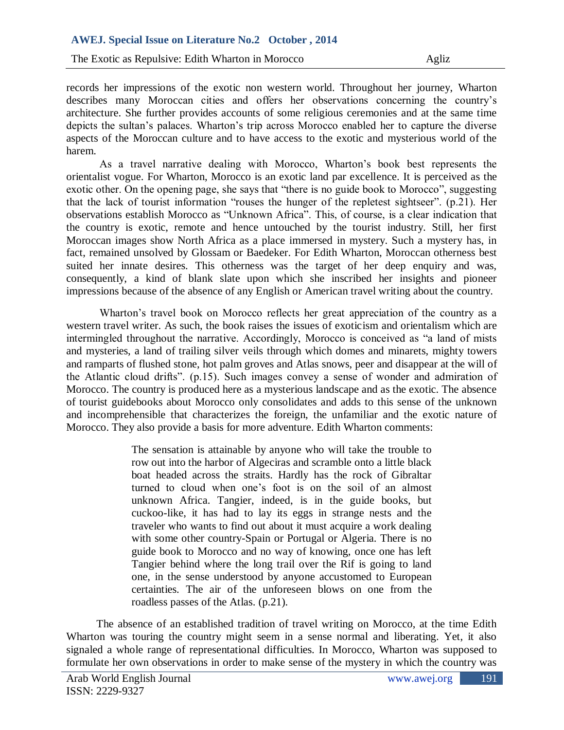records her impressions of the exotic non western world. Throughout her journey, Wharton describes many Moroccan cities and offers her observations concerning the country's architecture. She further provides accounts of some religious ceremonies and at the same time depicts the sultan's palaces. Wharton's trip across Morocco enabled her to capture the diverse aspects of the Moroccan culture and to have access to the exotic and mysterious world of the harem.

As a travel narrative dealing with Morocco, Wharton's book best represents the orientalist vogue. For Wharton, Morocco is an exotic land par excellence. It is perceived as the exotic other. On the opening page, she says that "there is no guide book to Morocco", suggesting that the lack of tourist information "rouses the hunger of the repletest sightseer". (p.21). Her observations establish Morocco as "Unknown Africa". This, of course, is a clear indication that the country is exotic, remote and hence untouched by the tourist industry. Still, her first Moroccan images show North Africa as a place immersed in mystery. Such a mystery has, in fact, remained unsolved by Glossam or Baedeker. For Edith Wharton, Moroccan otherness best suited her innate desires. This otherness was the target of her deep enquiry and was, consequently, a kind of blank slate upon which she inscribed her insights and pioneer impressions because of the absence of any English or American travel writing about the country.

Wharton's travel book on Morocco reflects her great appreciation of the country as a western travel writer. As such, the book raises the issues of exoticism and orientalism which are intermingled throughout the narrative. Accordingly, Morocco is conceived as "a land of mists and mysteries, a land of trailing silver veils through which domes and minarets, mighty towers and ramparts of flushed stone, hot palm groves and Atlas snows, peer and disappear at the will of the Atlantic cloud drifts". (p.15). Such images convey a sense of wonder and admiration of Morocco. The country is produced here as a mysterious landscape and as the exotic. The absence of tourist guidebooks about Morocco only consolidates and adds to this sense of the unknown and incomprehensible that characterizes the foreign, the unfamiliar and the exotic nature of Morocco. They also provide a basis for more adventure. Edith Wharton comments:

> The sensation is attainable by anyone who will take the trouble to row out into the harbor of Algeciras and scramble onto a little black boat headed across the straits. Hardly has the rock of Gibraltar turned to cloud when one's foot is on the soil of an almost unknown Africa. Tangier, indeed, is in the guide books, but cuckoo-like, it has had to lay its eggs in strange nests and the traveler who wants to find out about it must acquire a work dealing with some other country-Spain or Portugal or Algeria. There is no guide book to Morocco and no way of knowing, once one has left Tangier behind where the long trail over the Rif is going to land one, in the sense understood by anyone accustomed to European certainties. The air of the unforeseen blows on one from the roadless passes of the Atlas. (p.21).

The absence of an established tradition of travel writing on Morocco, at the time Edith Wharton was touring the country might seem in a sense normal and liberating. Yet, it also signaled a whole range of representational difficulties. In Morocco, Wharton was supposed to formulate her own observations in order to make sense of the mystery in which the country was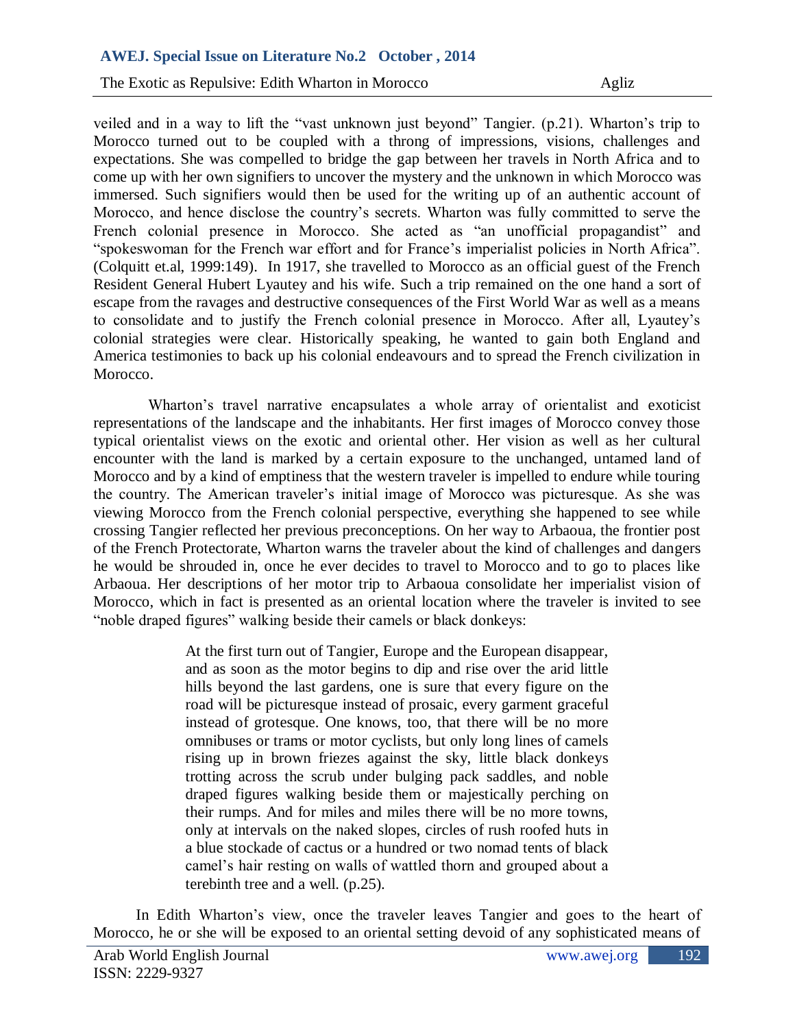veiled and in a way to lift the "vast unknown just beyond" Tangier. (p.21). Wharton's trip to Morocco turned out to be coupled with a throng of impressions, visions, challenges and expectations. She was compelled to bridge the gap between her travels in North Africa and to come up with her own signifiers to uncover the mystery and the unknown in which Morocco was immersed. Such signifiers would then be used for the writing up of an authentic account of Morocco, and hence disclose the country's secrets. Wharton was fully committed to serve the French colonial presence in Morocco. She acted as "an unofficial propagandist" and "spokeswoman for the French war effort and for France's imperialist policies in North Africa". (Colquitt et.al, 1999:149). In 1917, she travelled to Morocco as an official guest of the French Resident General Hubert Lyautey and his wife. Such a trip remained on the one hand a sort of escape from the ravages and destructive consequences of the First World War as well as a means to consolidate and to justify the French colonial presence in Morocco. After all, Lyautey's colonial strategies were clear. Historically speaking, he wanted to gain both England and America testimonies to back up his colonial endeavours and to spread the French civilization in Morocco.

Wharton's travel narrative encapsulates a whole array of orientalist and exoticist representations of the landscape and the inhabitants. Her first images of Morocco convey those typical orientalist views on the exotic and oriental other. Her vision as well as her cultural encounter with the land is marked by a certain exposure to the unchanged, untamed land of Morocco and by a kind of emptiness that the western traveler is impelled to endure while touring the country. The American traveler's initial image of Morocco was picturesque. As she was viewing Morocco from the French colonial perspective, everything she happened to see while crossing Tangier reflected her previous preconceptions. On her way to Arbaoua, the frontier post of the French Protectorate, Wharton warns the traveler about the kind of challenges and dangers he would be shrouded in, once he ever decides to travel to Morocco and to go to places like Arbaoua. Her descriptions of her motor trip to Arbaoua consolidate her imperialist vision of Morocco, which in fact is presented as an oriental location where the traveler is invited to see "noble draped figures" walking beside their camels or black donkeys:

> At the first turn out of Tangier, Europe and the European disappear, and as soon as the motor begins to dip and rise over the arid little hills beyond the last gardens, one is sure that every figure on the road will be picturesque instead of prosaic, every garment graceful instead of grotesque. One knows, too, that there will be no more omnibuses or trams or motor cyclists, but only long lines of camels rising up in brown friezes against the sky, little black donkeys trotting across the scrub under bulging pack saddles, and noble draped figures walking beside them or majestically perching on their rumps. And for miles and miles there will be no more towns, only at intervals on the naked slopes, circles of rush roofed huts in a blue stockade of cactus or a hundred or two nomad tents of black camel's hair resting on walls of wattled thorn and grouped about a terebinth tree and a well. (p.25).

In Edith Wharton's view, once the traveler leaves Tangier and goes to the heart of Morocco, he or she will be exposed to an oriental setting devoid of any sophisticated means of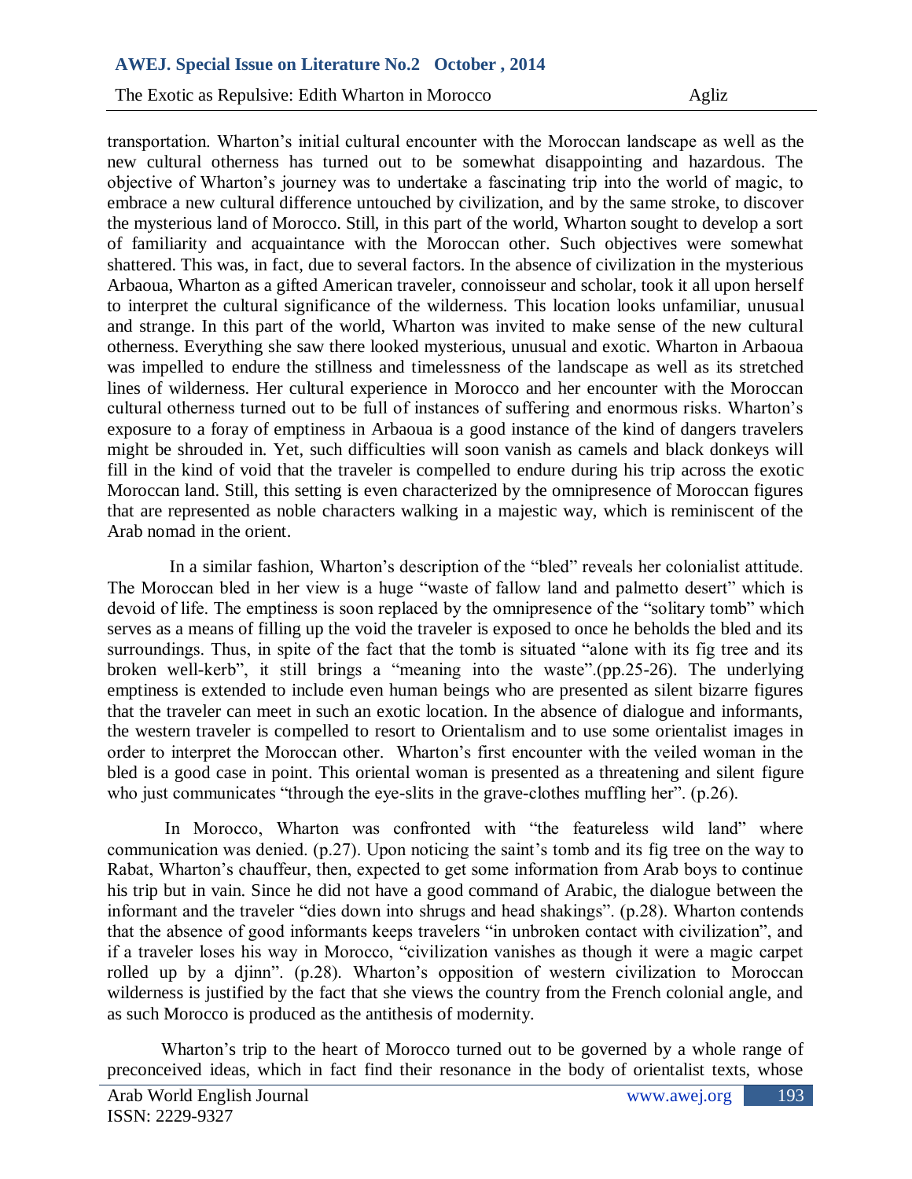transportation. Wharton's initial cultural encounter with the Moroccan landscape as well as the new cultural otherness has turned out to be somewhat disappointing and hazardous. The objective of Wharton's journey was to undertake a fascinating trip into the world of magic, to embrace a new cultural difference untouched by civilization, and by the same stroke, to discover the mysterious land of Morocco. Still, in this part of the world, Wharton sought to develop a sort of familiarity and acquaintance with the Moroccan other. Such objectives were somewhat shattered. This was, in fact, due to several factors. In the absence of civilization in the mysterious Arbaoua, Wharton as a gifted American traveler, connoisseur and scholar, took it all upon herself to interpret the cultural significance of the wilderness. This location looks unfamiliar, unusual and strange. In this part of the world, Wharton was invited to make sense of the new cultural otherness. Everything she saw there looked mysterious, unusual and exotic. Wharton in Arbaoua was impelled to endure the stillness and timelessness of the landscape as well as its stretched lines of wilderness. Her cultural experience in Morocco and her encounter with the Moroccan cultural otherness turned out to be full of instances of suffering and enormous risks. Wharton's exposure to a foray of emptiness in Arbaoua is a good instance of the kind of dangers travelers might be shrouded in. Yet, such difficulties will soon vanish as camels and black donkeys will fill in the kind of void that the traveler is compelled to endure during his trip across the exotic Moroccan land. Still, this setting is even characterized by the omnipresence of Moroccan figures that are represented as noble characters walking in a majestic way, which is reminiscent of the Arab nomad in the orient.

In a similar fashion, Wharton's description of the "bled" reveals her colonialist attitude. The Moroccan bled in her view is a huge "waste of fallow land and palmetto desert" which is devoid of life. The emptiness is soon replaced by the omnipresence of the "solitary tomb" which serves as a means of filling up the void the traveler is exposed to once he beholds the bled and its surroundings. Thus, in spite of the fact that the tomb is situated "alone with its fig tree and its broken well-kerb", it still brings a "meaning into the waste".(pp.25-26). The underlying emptiness is extended to include even human beings who are presented as silent bizarre figures that the traveler can meet in such an exotic location. In the absence of dialogue and informants, the western traveler is compelled to resort to Orientalism and to use some orientalist images in order to interpret the Moroccan other. Wharton's first encounter with the veiled woman in the bled is a good case in point. This oriental woman is presented as a threatening and silent figure who just communicates "through the eye-slits in the grave-clothes muffling her". (p.26).

In Morocco, Wharton was confronted with "the featureless wild land" where communication was denied. (p.27). Upon noticing the saint's tomb and its fig tree on the way to Rabat, Wharton's chauffeur, then, expected to get some information from Arab boys to continue his trip but in vain. Since he did not have a good command of Arabic, the dialogue between the informant and the traveler "dies down into shrugs and head shakings". (p.28). Wharton contends that the absence of good informants keeps travelers "in unbroken contact with civilization", and if a traveler loses his way in Morocco, "civilization vanishes as though it were a magic carpet rolled up by a djinn". (p.28). Wharton's opposition of western civilization to Moroccan wilderness is justified by the fact that she views the country from the French colonial angle, and as such Morocco is produced as the antithesis of modernity.

Wharton's trip to the heart of Morocco turned out to be governed by a whole range of preconceived ideas, which in fact find their resonance in the body of orientalist texts, whose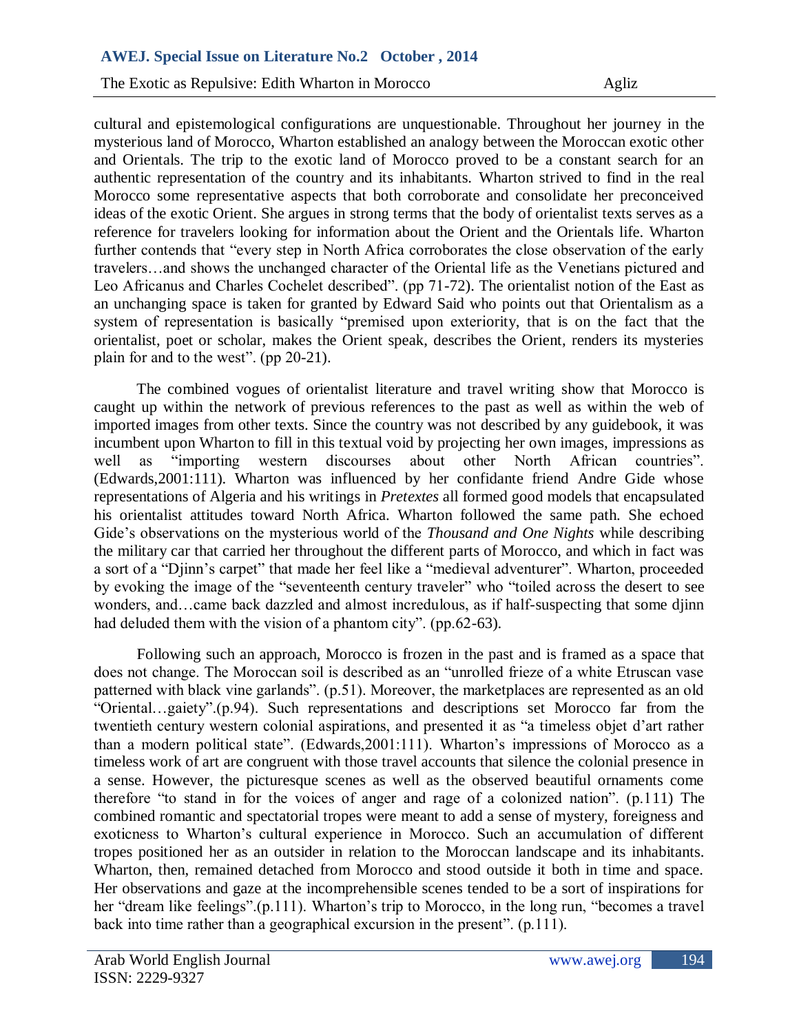cultural and epistemological configurations are unquestionable. Throughout her journey in the mysterious land of Morocco, Wharton established an analogy between the Moroccan exotic other and Orientals. The trip to the exotic land of Morocco proved to be a constant search for an authentic representation of the country and its inhabitants. Wharton strived to find in the real Morocco some representative aspects that both corroborate and consolidate her preconceived ideas of the exotic Orient. She argues in strong terms that the body of orientalist texts serves as a reference for travelers looking for information about the Orient and the Orientals life. Wharton further contends that "every step in North Africa corroborates the close observation of the early travelers…and shows the unchanged character of the Oriental life as the Venetians pictured and Leo Africanus and Charles Cochelet described". (pp 71-72). The orientalist notion of the East as an unchanging space is taken for granted by Edward Said who points out that Orientalism as a system of representation is basically "premised upon exteriority, that is on the fact that the orientalist, poet or scholar, makes the Orient speak, describes the Orient, renders its mysteries plain for and to the west". (pp 20-21).

The combined vogues of orientalist literature and travel writing show that Morocco is caught up within the network of previous references to the past as well as within the web of imported images from other texts. Since the country was not described by any guidebook, it was incumbent upon Wharton to fill in this textual void by projecting her own images, impressions as well as "importing western discourses about other North African countries". (Edwards,2001:111). Wharton was influenced by her confidante friend Andre Gide whose representations of Algeria and his writings in *Pretextes* all formed good models that encapsulated his orientalist attitudes toward North Africa. Wharton followed the same path. She echoed Gide's observations on the mysterious world of the *Thousand and One Nights* while describing the military car that carried her throughout the different parts of Morocco, and which in fact was a sort of a "Djinn's carpet" that made her feel like a "medieval adventurer". Wharton, proceeded by evoking the image of the "seventeenth century traveler" who "toiled across the desert to see wonders, and…came back dazzled and almost incredulous, as if half-suspecting that some djinn had deluded them with the vision of a phantom city". (pp.62-63).

Following such an approach, Morocco is frozen in the past and is framed as a space that does not change. The Moroccan soil is described as an "unrolled frieze of a white Etruscan vase patterned with black vine garlands". (p.51). Moreover, the marketplaces are represented as an old "Oriental…gaiety".(p.94). Such representations and descriptions set Morocco far from the twentieth century western colonial aspirations, and presented it as "a timeless objet d'art rather than a modern political state". (Edwards,2001:111). Wharton's impressions of Morocco as a timeless work of art are congruent with those travel accounts that silence the colonial presence in a sense. However, the picturesque scenes as well as the observed beautiful ornaments come therefore "to stand in for the voices of anger and rage of a colonized nation". (p.111) The combined romantic and spectatorial tropes were meant to add a sense of mystery, foreigness and exoticness to Wharton's cultural experience in Morocco. Such an accumulation of different tropes positioned her as an outsider in relation to the Moroccan landscape and its inhabitants. Wharton, then, remained detached from Morocco and stood outside it both in time and space. Her observations and gaze at the incomprehensible scenes tended to be a sort of inspirations for her "dream like feelings".(p.111). Wharton's trip to Morocco, in the long run, "becomes a travel back into time rather than a geographical excursion in the present". (p.111).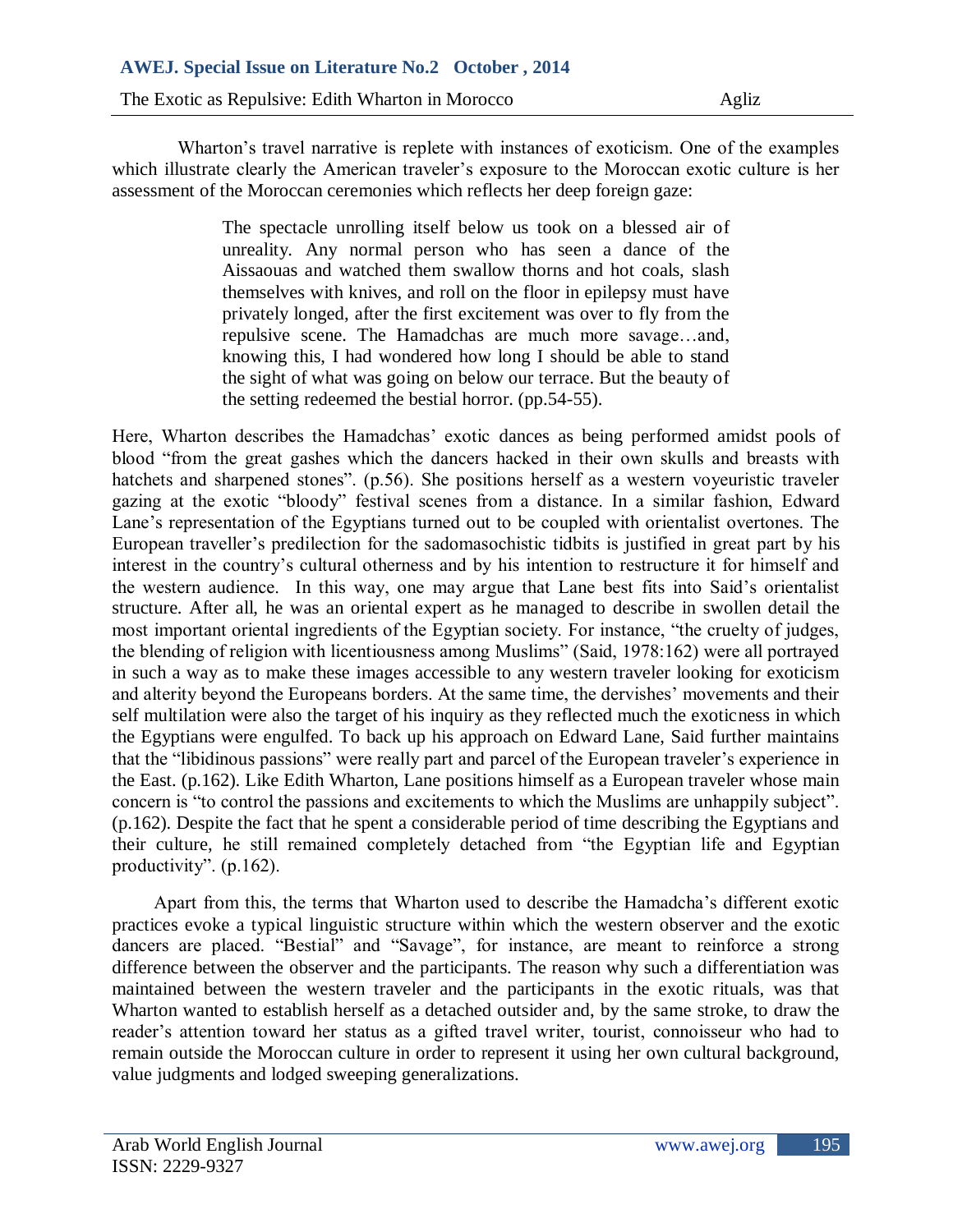Wharton's travel narrative is replete with instances of exoticism. One of the examples which illustrate clearly the American traveler's exposure to the Moroccan exotic culture is her assessment of the Moroccan ceremonies which reflects her deep foreign gaze:

> The spectacle unrolling itself below us took on a blessed air of unreality. Any normal person who has seen a dance of the Aissaouas and watched them swallow thorns and hot coals, slash themselves with knives, and roll on the floor in epilepsy must have privately longed, after the first excitement was over to fly from the repulsive scene. The Hamadchas are much more savage…and, knowing this, I had wondered how long I should be able to stand the sight of what was going on below our terrace. But the beauty of the setting redeemed the bestial horror. (pp.54-55).

Here, Wharton describes the Hamadchas' exotic dances as being performed amidst pools of blood "from the great gashes which the dancers hacked in their own skulls and breasts with hatchets and sharpened stones". (p.56). She positions herself as a western voyeuristic traveler gazing at the exotic "bloody" festival scenes from a distance. In a similar fashion, Edward Lane's representation of the Egyptians turned out to be coupled with orientalist overtones. The European traveller's predilection for the sadomasochistic tidbits is justified in great part by his interest in the country's cultural otherness and by his intention to restructure it for himself and the western audience. In this way, one may argue that Lane best fits into Said's orientalist structure. After all, he was an oriental expert as he managed to describe in swollen detail the most important oriental ingredients of the Egyptian society. For instance, "the cruelty of judges, the blending of religion with licentiousness among Muslims" (Said, 1978:162) were all portrayed in such a way as to make these images accessible to any western traveler looking for exoticism and alterity beyond the Europeans borders. At the same time, the dervishes' movements and their self multilation were also the target of his inquiry as they reflected much the exoticness in which the Egyptians were engulfed. To back up his approach on Edward Lane, Said further maintains that the "libidinous passions" were really part and parcel of the European traveler's experience in the East. (p.162). Like Edith Wharton, Lane positions himself as a European traveler whose main concern is "to control the passions and excitements to which the Muslims are unhappily subject". (p.162). Despite the fact that he spent a considerable period of time describing the Egyptians and their culture, he still remained completely detached from "the Egyptian life and Egyptian productivity". (p.162).

Apart from this, the terms that Wharton used to describe the Hamadcha's different exotic practices evoke a typical linguistic structure within which the western observer and the exotic dancers are placed. "Bestial" and "Savage", for instance, are meant to reinforce a strong difference between the observer and the participants. The reason why such a differentiation was maintained between the western traveler and the participants in the exotic rituals, was that Wharton wanted to establish herself as a detached outsider and, by the same stroke, to draw the reader's attention toward her status as a gifted travel writer, tourist, connoisseur who had to remain outside the Moroccan culture in order to represent it using her own cultural background, value judgments and lodged sweeping generalizations.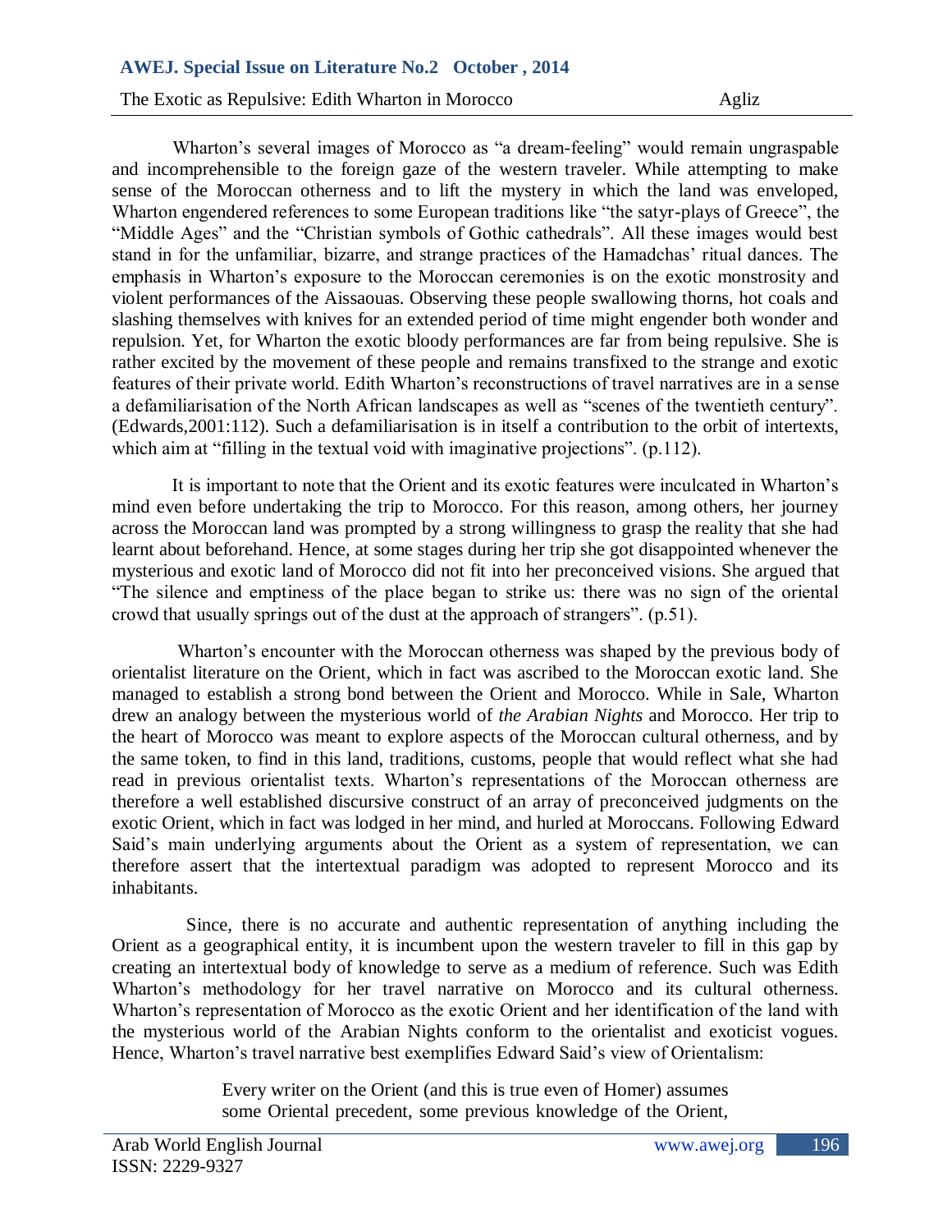Wharton's several images of Morocco as "a dream-feeling" would remain ungraspable and incomprehensible to the foreign gaze of the western traveler. While attempting to make sense of the Moroccan otherness and to lift the mystery in which the land was enveloped, Wharton engendered references to some European traditions like "the satyr-plays of Greece", the "Middle Ages" and the "Christian symbols of Gothic cathedrals". All these images would best stand in for the unfamiliar, bizarre, and strange practices of the Hamadchas' ritual dances. The emphasis in Wharton's exposure to the Moroccan ceremonies is on the exotic monstrosity and violent performances of the Aissaouas. Observing these people swallowing thorns, hot coals and slashing themselves with knives for an extended period of time might engender both wonder and repulsion. Yet, for Wharton the exotic bloody performances are far from being repulsive. She is rather excited by the movement of these people and remains transfixed to the strange and exotic features of their private world. Edith Wharton's reconstructions of travel narratives are in a sense a defamiliarisation of the North African landscapes as well as "scenes of the twentieth century". (Edwards,2001:112). Such a defamiliarisation is in itself a contribution to the orbit of intertexts, which aim at "filling in the textual void with imaginative projections". (p.112).

It is important to note that the Orient and its exotic features were inculcated in Wharton's mind even before undertaking the trip to Morocco. For this reason, among others, her journey across the Moroccan land was prompted by a strong willingness to grasp the reality that she had learnt about beforehand. Hence, at some stages during her trip she got disappointed whenever the mysterious and exotic land of Morocco did not fit into her preconceived visions. She argued that "The silence and emptiness of the place began to strike us: there was no sign of the oriental crowd that usually springs out of the dust at the approach of strangers". (p.51).

Wharton's encounter with the Moroccan otherness was shaped by the previous body of orientalist literature on the Orient, which in fact was ascribed to the Moroccan exotic land. She managed to establish a strong bond between the Orient and Morocco. While in Sale, Wharton drew an analogy between the mysterious world of *the Arabian Nights* and Morocco. Her trip to the heart of Morocco was meant to explore aspects of the Moroccan cultural otherness, and by the same token, to find in this land, traditions, customs, people that would reflect what she had read in previous orientalist texts. Wharton's representations of the Moroccan otherness are therefore a well established discursive construct of an array of preconceived judgments on the exotic Orient, which in fact was lodged in her mind, and hurled at Moroccans. Following Edward Said's main underlying arguments about the Orient as a system of representation, we can therefore assert that the intertextual paradigm was adopted to represent Morocco and its inhabitants.

Since, there is no accurate and authentic representation of anything including the Orient as a geographical entity, it is incumbent upon the western traveler to fill in this gap by creating an intertextual body of knowledge to serve as a medium of reference. Such was Edith Wharton's methodology for her travel narrative on Morocco and its cultural otherness. Wharton's representation of Morocco as the exotic Orient and her identification of the land with the mysterious world of the Arabian Nights conform to the orientalist and exoticist vogues. Hence, Wharton's travel narrative best exemplifies Edward Said's view of Orientalism:

> Every writer on the Orient (and this is true even of Homer) assumes some Oriental precedent, some previous knowledge of the Orient,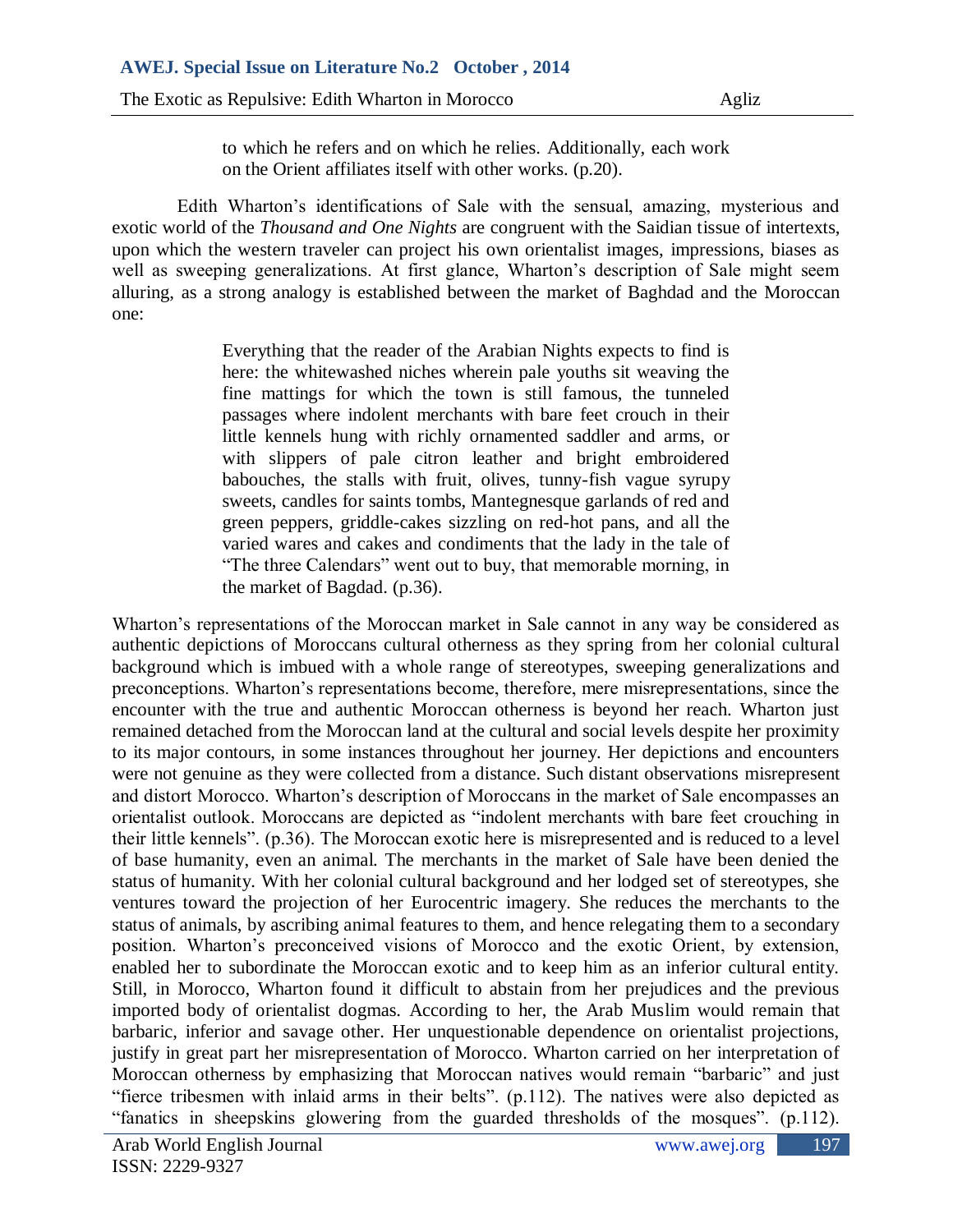> to which he refers and on which he relies. Additionally, each work on the Orient affiliates itself with other works. (p.20).

Edith Wharton's identifications of Sale with the sensual, amazing, mysterious and exotic world of the *Thousand and One Nights* are congruent with the Saidian tissue of intertexts, upon which the western traveler can project his own orientalist images, impressions, biases as well as sweeping generalizations. At first glance, Wharton's description of Sale might seem alluring, as a strong analogy is established between the market of Baghdad and the Moroccan one:

> Everything that the reader of the Arabian Nights expects to find is here: the whitewashed niches wherein pale youths sit weaving the fine mattings for which the town is still famous, the tunneled passages where indolent merchants with bare feet crouch in their little kennels hung with richly ornamented saddler and arms, or with slippers of pale citron leather and bright embroidered babouches, the stalls with fruit, olives, tunny-fish vague syrupy sweets, candles for saints tombs, Mantegnesque garlands of red and green peppers, griddle-cakes sizzling on red-hot pans, and all the varied wares and cakes and condiments that the lady in the tale of "The three Calendars" went out to buy, that memorable morning, in the market of Bagdad. (p.36).

Wharton's representations of the Moroccan market in Sale cannot in any way be considered as authentic depictions of Moroccans cultural otherness as they spring from her colonial cultural background which is imbued with a whole range of stereotypes, sweeping generalizations and preconceptions. Wharton's representations become, therefore, mere misrepresentations, since the encounter with the true and authentic Moroccan otherness is beyond her reach. Wharton just remained detached from the Moroccan land at the cultural and social levels despite her proximity to its major contours, in some instances throughout her journey. Her depictions and encounters were not genuine as they were collected from a distance. Such distant observations misrepresent and distort Morocco. Wharton's description of Moroccans in the market of Sale encompasses an orientalist outlook. Moroccans are depicted as "indolent merchants with bare feet crouching in their little kennels". (p.36). The Moroccan exotic here is misrepresented and is reduced to a level of base humanity, even an animal. The merchants in the market of Sale have been denied the status of humanity. With her colonial cultural background and her lodged set of stereotypes, she ventures toward the projection of her Eurocentric imagery. She reduces the merchants to the status of animals, by ascribing animal features to them, and hence relegating them to a secondary position. Wharton's preconceived visions of Morocco and the exotic Orient, by extension, enabled her to subordinate the Moroccan exotic and to keep him as an inferior cultural entity. Still, in Morocco, Wharton found it difficult to abstain from her prejudices and the previous imported body of orientalist dogmas. According to her, the Arab Muslim would remain that barbaric, inferior and savage other. Her unquestionable dependence on orientalist projections, justify in great part her misrepresentation of Morocco. Wharton carried on her interpretation of Moroccan otherness by emphasizing that Moroccan natives would remain "barbaric" and just "fierce tribesmen with inlaid arms in their belts". (p.112). The natives were also depicted as "fanatics in sheepskins glowering from the guarded thresholds of the mosques". (p.112).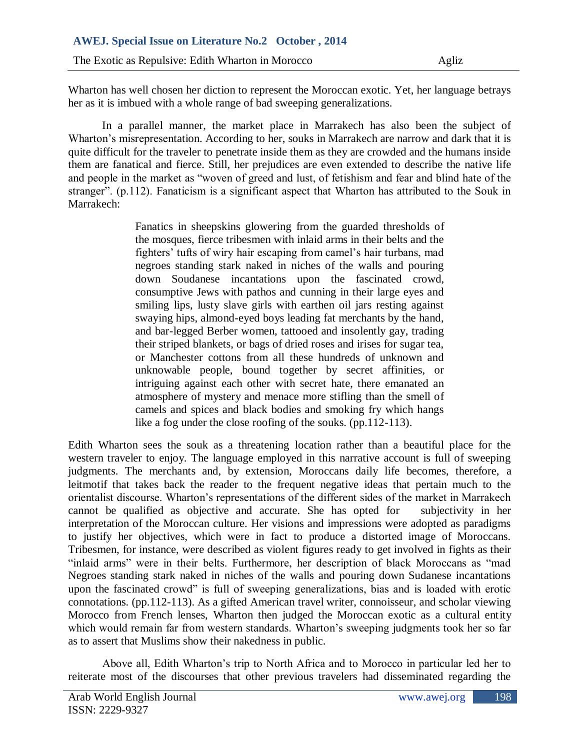Wharton has well chosen her diction to represent the Moroccan exotic. Yet, her language betrays her as it is imbued with a whole range of bad sweeping generalizations.

In a parallel manner, the market place in Marrakech has also been the subject of Wharton's misrepresentation. According to her, souks in Marrakech are narrow and dark that it is quite difficult for the traveler to penetrate inside them as they are crowded and the humans inside them are fanatical and fierce. Still, her prejudices are even extended to describe the native life and people in the market as "woven of greed and lust, of fetishism and fear and blind hate of the stranger". (p.112). Fanaticism is a significant aspect that Wharton has attributed to the Souk in Marrakech:

> Fanatics in sheepskins glowering from the guarded thresholds of the mosques, fierce tribesmen with inlaid arms in their belts and the fighters' tufts of wiry hair escaping from camel's hair turbans, mad negroes standing stark naked in niches of the walls and pouring down Soudanese incantations upon the fascinated crowd, consumptive Jews with pathos and cunning in their large eyes and smiling lips, lusty slave girls with earthen oil jars resting against swaying hips, almond-eyed boys leading fat merchants by the hand, and bar-legged Berber women, tattooed and insolently gay, trading their striped blankets, or bags of dried roses and irises for sugar tea, or Manchester cottons from all these hundreds of unknown and unknowable people, bound together by secret affinities, or intriguing against each other with secret hate, there emanated an atmosphere of mystery and menace more stifling than the smell of camels and spices and black bodies and smoking fry which hangs like a fog under the close roofing of the souks. (pp.112-113).

Edith Wharton sees the souk as a threatening location rather than a beautiful place for the western traveler to enjoy. The language employed in this narrative account is full of sweeping judgments. The merchants and, by extension, Moroccans daily life becomes, therefore, a leitmotif that takes back the reader to the frequent negative ideas that pertain much to the orientalist discourse. Wharton's representations of the different sides of the market in Marrakech cannot be qualified as objective and accurate. She has opted for subjectivity in her interpretation of the Moroccan culture. Her visions and impressions were adopted as paradigms to justify her objectives, which were in fact to produce a distorted image of Moroccans. Tribesmen, for instance, were described as violent figures ready to get involved in fights as their "inlaid arms" were in their belts. Furthermore, her description of black Moroccans as "mad Negroes standing stark naked in niches of the walls and pouring down Sudanese incantations upon the fascinated crowd" is full of sweeping generalizations, bias and is loaded with erotic connotations. (pp.112-113). As a gifted American travel writer, connoisseur, and scholar viewing Morocco from French lenses, Wharton then judged the Moroccan exotic as a cultural entity which would remain far from western standards. Wharton's sweeping judgments took her so far as to assert that Muslims show their nakedness in public.

Above all, Edith Wharton's trip to North Africa and to Morocco in particular led her to reiterate most of the discourses that other previous travelers had disseminated regarding the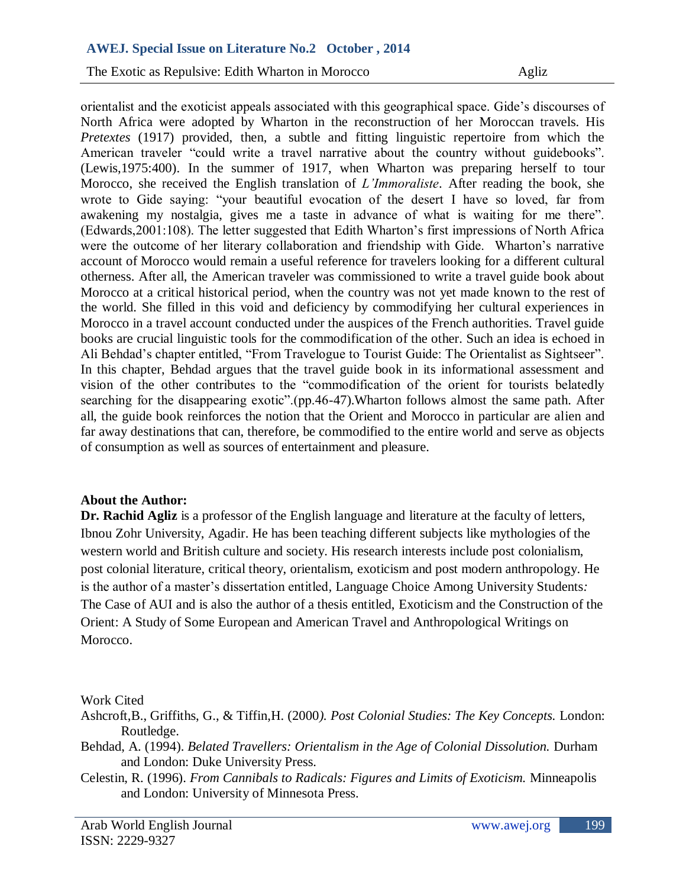orientalist and the exoticist appeals associated with this geographical space. Gide's discourses of North Africa were adopted by Wharton in the reconstruction of her Moroccan travels. His *Pretextes* (1917) provided, then, a subtle and fitting linguistic repertoire from which the American traveler "could write a travel narrative about the country without guidebooks". (Lewis,1975:400). In the summer of 1917, when Wharton was preparing herself to tour Morocco, she received the English translation of *L'Immoraliste*. After reading the book, she wrote to Gide saying: "your beautiful evocation of the desert I have so loved, far from awakening my nostalgia, gives me a taste in advance of what is waiting for me there". (Edwards,2001:108). The letter suggested that Edith Wharton's first impressions of North Africa were the outcome of her literary collaboration and friendship with Gide. Wharton's narrative account of Morocco would remain a useful reference for travelers looking for a different cultural otherness. After all, the American traveler was commissioned to write a travel guide book about Morocco at a critical historical period, when the country was not yet made known to the rest of the world. She filled in this void and deficiency by commodifying her cultural experiences in Morocco in a travel account conducted under the auspices of the French authorities. Travel guide books are crucial linguistic tools for the commodification of the other. Such an idea is echoed in Ali Behdad's chapter entitled, "From Travelogue to Tourist Guide: The Orientalist as Sightseer". In this chapter, Behdad argues that the travel guide book in its informational assessment and vision of the other contributes to the "commodification of the orient for tourists belatedly searching for the disappearing exotic".(pp.46-47).Wharton follows almost the same path. After all, the guide book reinforces the notion that the Orient and Morocco in particular are alien and far away destinations that can, therefore, be commodified to the entire world and serve as objects of consumption as well as sources of entertainment and pleasure.

**About the Author:**

**Dr. Rachid Agliz** is a professor of the English language and literature at the faculty of letters, Ibnou Zohr University, Agadir. He has been teaching different subjects like mythologies of the western world and British culture and society. His research interests include post colonialism, post colonial literature, critical theory, orientalism, exoticism and post modern anthropology. He is the author of a master's dissertation entitled, Language Choice Among University Students*:* The Case of AUI and is also the author of a thesis entitled, Exoticism and the Construction of the Orient: A Study of Some European and American Travel and Anthropological Writings on Morocco.

Work Cited

Ashcroft,B., Griffiths, G., & Tiffin,H. (2000*). Post Colonial Studies: The Key Concepts.* London: Routledge.

Behdad, A. (1994). *Belated Travellers: Orientalism in the Age of Colonial Dissolution.* Durham and London: Duke University Press.

Celestin, R. (1996). *From Cannibals to Radicals: Figures and Limits of Exoticism.* Minneapolis and London: University of Minnesota Press.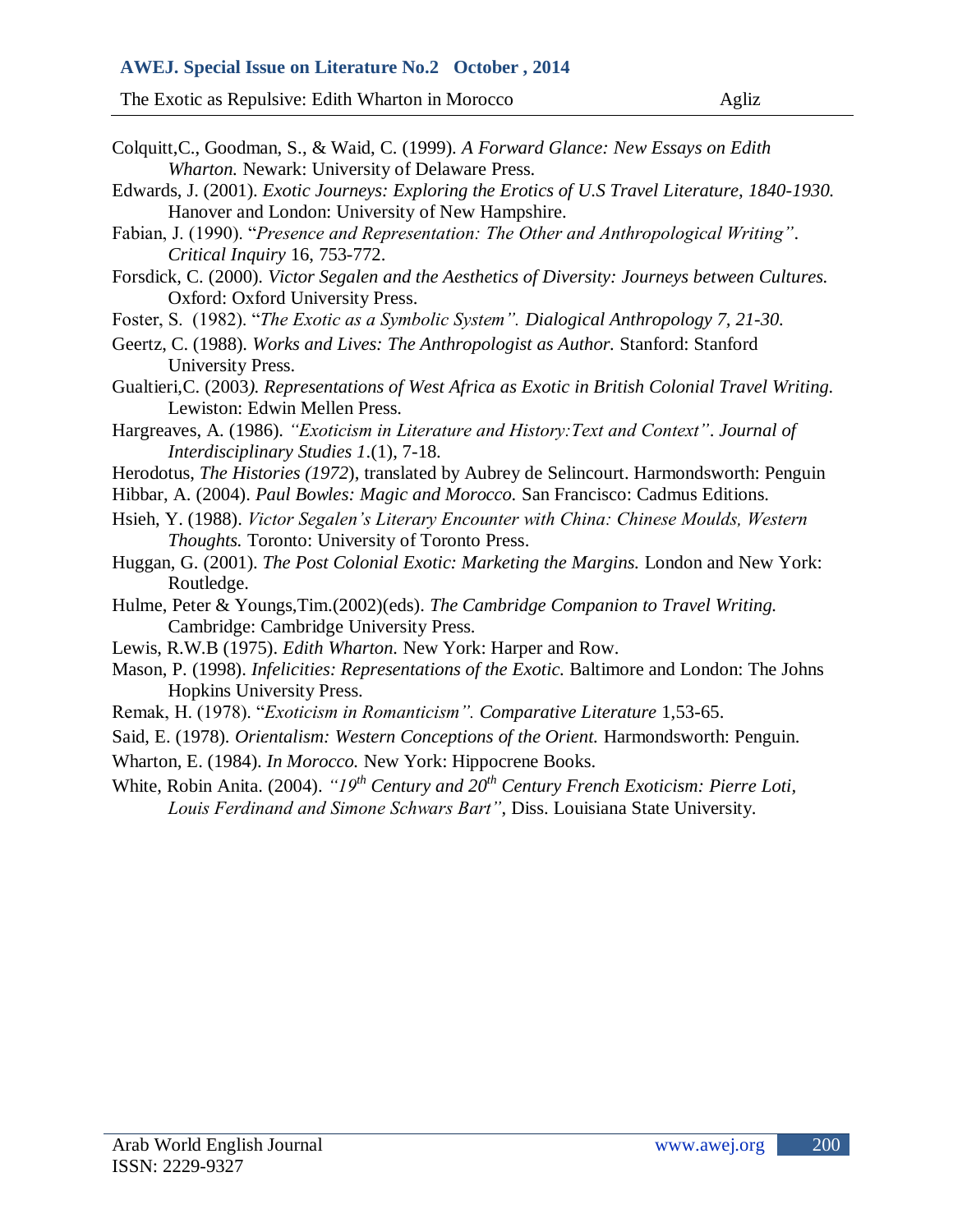Colquitt,C., Goodman, S., & Waid, C. (1999). *A Forward Glance: New Essays on Edith Wharton.* Newark: University of Delaware Press.

Edwards, J. (2001). *Exotic Journeys: Exploring the Erotics of U.S Travel Literature, 1840-1930.* Hanover and London: University of New Hampshire.

Fabian, J. (1990). "*Presence and Representation: The Other and Anthropological Writing*". *Critical Inquiry* 16, 753-772.

Forsdick, C. (2000). *Victor Segalen and the Aesthetics of Diversity: Journeys between Cultures.* Oxford: Oxford University Press.

Foster, S. (1982). "*The Exotic as a Symbolic System". Dialogical Anthropology 7, 21-30.*

Geertz, C. (1988). *Works and Lives: The Anthropologist as Author.* Stanford: Stanford University Press.

Gualtieri,C. (2003*). Representations of West Africa as Exotic in British Colonial Travel Writing.* Lewiston: Edwin Mellen Press.

Hargreaves, A. (1986). *"Exoticism in Literature and History:Text and Context". Journal of Interdisciplinary Studies 1*.(1), 7-18.

Herodotus, *The Histories (1972*), translated by Aubrey de Selincourt. Harmondsworth: Penguin

Hibbar, A. (2004). *Paul Bowles: Magic and Morocco.* San Francisco: Cadmus Editions.

Hsieh, Y. (1988). *Victor Segalen's Literary Encounter with China: Chinese Moulds, Western Thoughts.* Toronto: University of Toronto Press.

Huggan, G. (2001). *The Post Colonial Exotic: Marketing the Margins.* London and New York: Routledge.

Hulme, Peter & Youngs,Tim.(2002)(eds). *The Cambridge Companion to Travel Writing.* Cambridge: Cambridge University Press.

Lewis, R.W.B (1975). *Edith Wharton.* New York: Harper and Row.

Mason, P. (1998). *Infelicities: Representations of the Exotic.* Baltimore and London: The Johns Hopkins University Press.

Remak, H. (1978). "*Exoticism in Romanticism". Comparative Literature* 1,53-65.

Said, E. (1978). *Orientalism: Western Conceptions of the Orient.* Harmondsworth: Penguin.

Wharton, E. (1984). *In Morocco.* New York: Hippocrene Books.

White, Robin Anita. (2004). *"19th Century and 20th Century French Exoticism: Pierre Loti, Louis Ferdinand and Simone Schwars Bart"*, Diss. Louisiana State University.